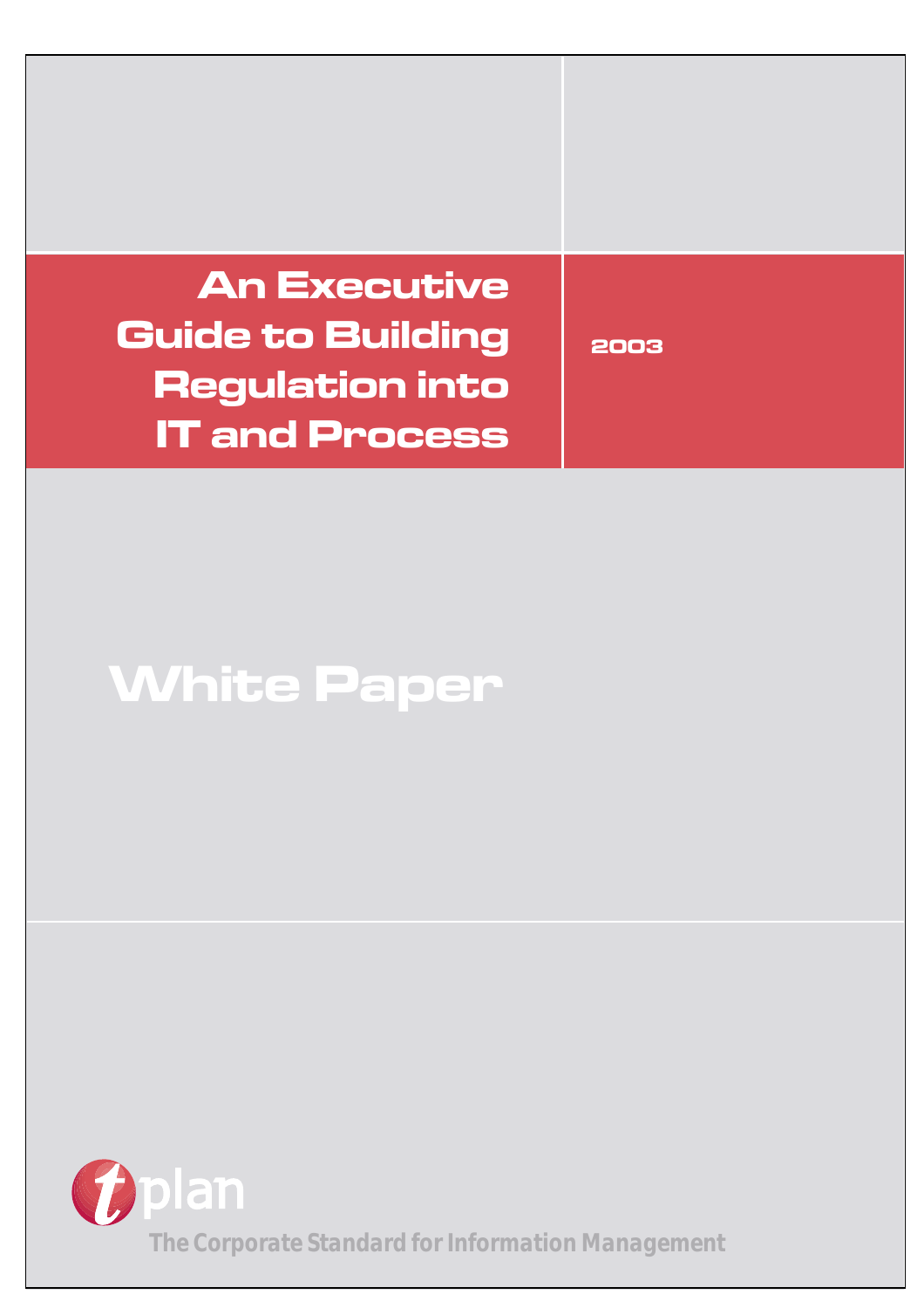# An Executive Guide to Building Regulation into IT and Process

2003

## White Paper

tplan

The Corporate Standard for Information Management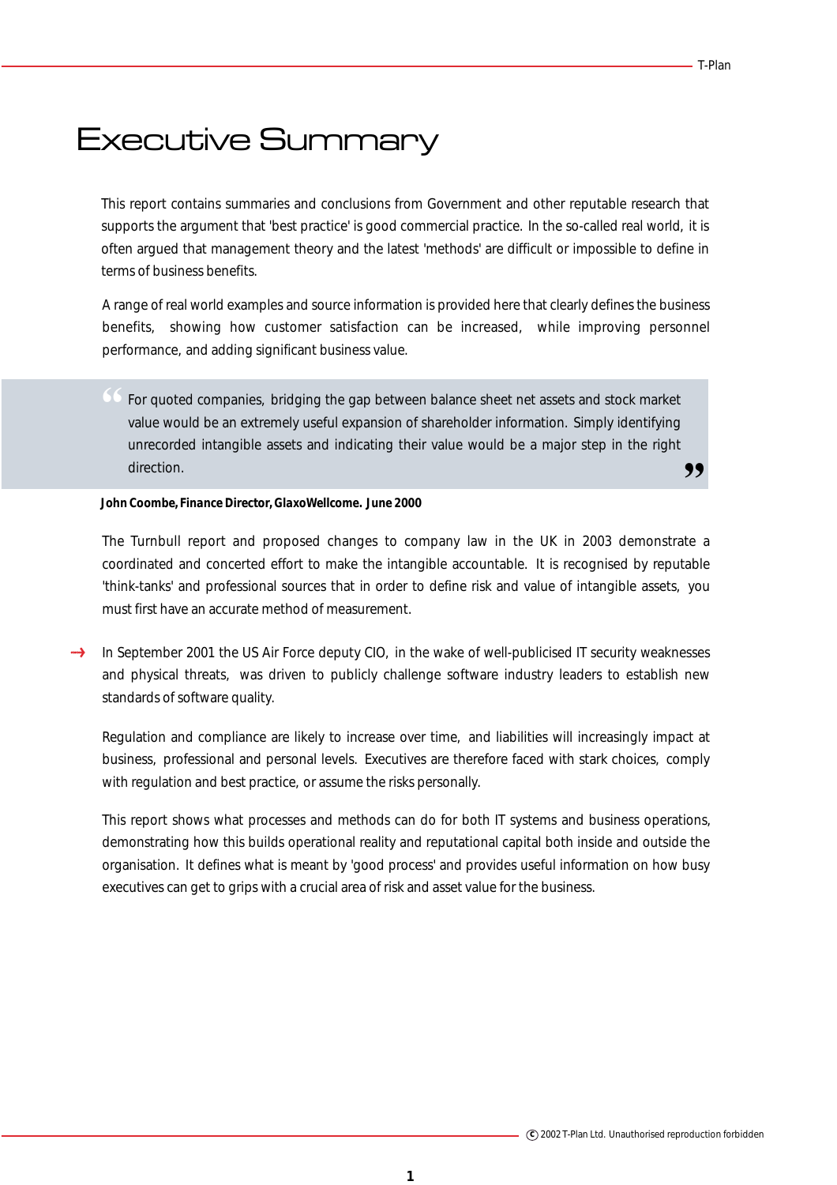# Executive Summary

This report contains summaries and conclusions from Government and other reputable research that supports the argument that 'best practice' is good commercial practice. In the so-called real world, it is often argued that management theory and the latest 'methods' are difficult or impossible to define in terms of business benefits.

A range of real world examples and source information is provided here that clearly defines the business benefits, showing how customer satisfaction can be increased, while improving personnel performance, and adding significant business value.

> "For quoted companies, bridging the gap between balance sheet net assets and stock market value would be an extremely useful expansion of shareholder information. Simply identifying unrecorded intangible assets and indicating their value would be a major step in the right direction."

**John Coombe, Finance Director, GlaxoWellcome. June 2000**

The Turnbull report and proposed changes to company law in the UK in 2003 demonstrate a coordinated and concerted effort to make the intangible accountable. It is recognised by reputable 'think-tanks' and professional sources that in order to define risk and value of intangible assets, you must first have an accurate method of measurement.

→ In September 2001 the US Air Force deputy CIO, in the wake of well-publicised IT security weaknesses and physical threats, was driven to publicly challenge software industry leaders to establish new standards of software quality.

Regulation and compliance are likely to increase over time, and liabilities will increasingly impact at business, professional and personal levels. Executives are therefore faced with stark choices, comply with regulation and best practice, or assume the risks personally.

This report shows what processes and methods can do for both IT systems and business operations, demonstrating how this builds operational reality and reputational capital both inside and outside the organisation. It defines what is meant by 'good process' and provides useful information on how busy executives can get to grips with a crucial area of risk and asset value for the business.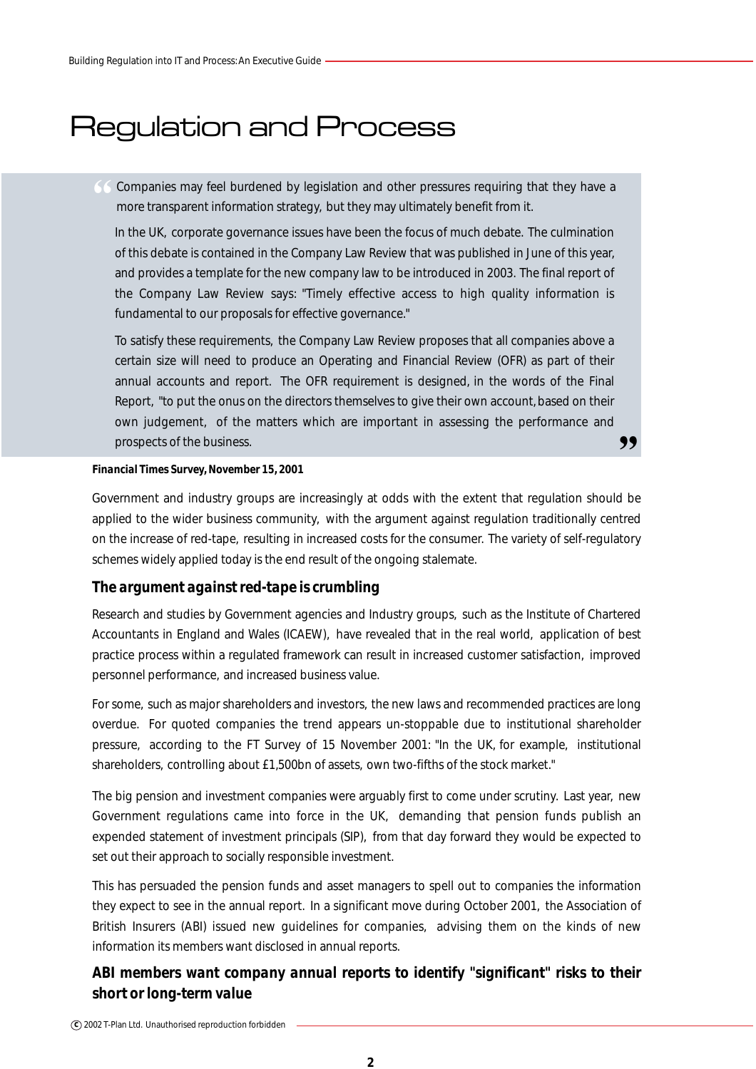# Regulation and Process

> Companies may feel burdened by legislation and other pressures requiring that they have a more transparent information strategy, but they may ultimately benefit from it.
>
> In the UK, corporate governance issues have been the focus of much debate. The culmination of this debate is contained in the Company Law Review that was published in June of this year, and provides a template for the new company law to be introduced in 2003. The final report of the Company Law Review says: "Timely effective access to high quality information is fundamental to our proposals for effective governance."
>
> To satisfy these requirements, the Company Law Review proposes that all companies above a certain size will need to produce an Operating and Financial Review (OFR) as part of their annual accounts and report. The OFR requirement is designed, in the words of the Final Report, "to put the onus on the directors themselves to give their own account, based on their own judgement, of the matters which are important in assessing the performance and prospects of the business.

***Financial Times Survey, November 15, 2001***

Government and industry groups are increasingly at odds with the extent that regulation should be applied to the wider business community, with the argument against regulation traditionally centred on the increase of red-tape, resulting in increased costs for the consumer. The variety of self-regulatory schemes widely applied today is the end result of the ongoing stalemate.

### The argument against red-tape is crumbling

Research and studies by Government agencies and Industry groups, such as the Institute of Chartered Accountants in England and Wales (ICAEW), have revealed that in the real world, application of best practice process within a regulated framework can result in increased customer satisfaction, improved personnel performance, and increased business value.

For some, such as major shareholders and investors, the new laws and recommended practices are long overdue. For quoted companies the trend appears un-stoppable due to institutional shareholder pressure, according to the FT Survey of 15 November 2001: "In the UK, for example, institutional shareholders, controlling about £1,500bn of assets, own two-fifths of the stock market."

The big pension and investment companies were arguably first to come under scrutiny. Last year, new Government regulations came into force in the UK, demanding that pension funds publish an expended statement of investment principals (SIP), from that day forward they would be expected to set out their approach to socially responsible investment.

This has persuaded the pension funds and asset managers to spell out to companies the information they expect to see in the annual report. In a significant move during October 2001, the Association of British Insurers (ABI) issued new guidelines for companies, advising them on the kinds of new information its members want disclosed in annual reports.

### ABI members want company annual reports to identify "significant" risks to their short or long-term value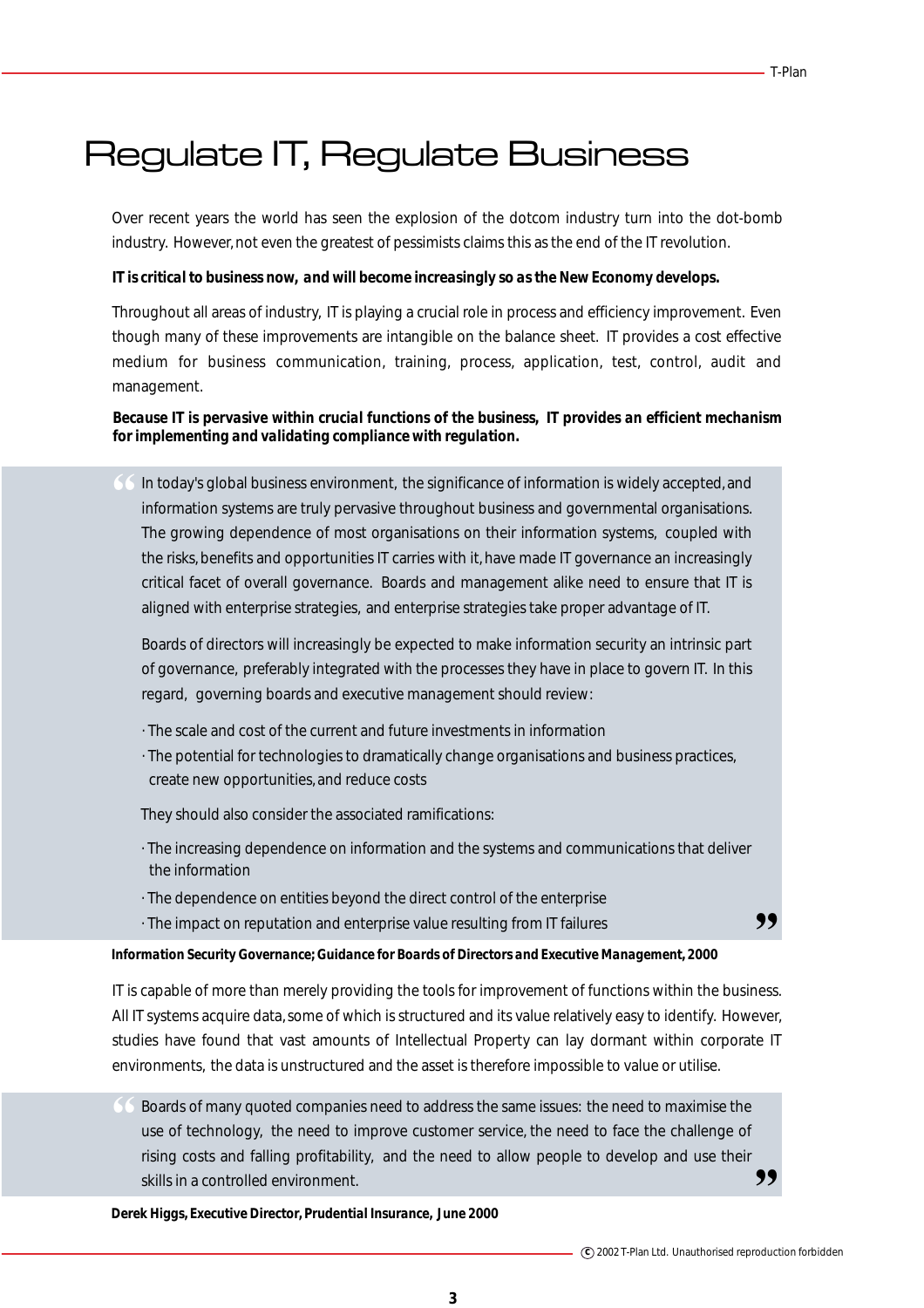# Regulate IT, Regulate Business

Over recent years the world has seen the explosion of the dotcom industry turn into the dot-bomb industry. However, not even the greatest of pessimists claims this as the end of the IT revolution.

**IT is critical to business now, and will become increasingly so as the New Economy develops.**

Throughout all areas of industry, IT is playing a crucial role in process and efficiency improvement. Even though many of these improvements are intangible on the balance sheet. IT provides a cost effective medium for business communication, training, process, application, test, control, audit and management.

**Because IT is pervasive within crucial functions of the business, IT provides an efficient mechanism for implementing and validating compliance with regulation.**

> "In today's global business environment, the significance of information is widely accepted, and information systems are truly pervasive throughout business and governmental organisations. The growing dependence of most organisations on their information systems, coupled with the risks, benefits and opportunities IT carries with it, have made IT governance an increasingly critical facet of overall governance. Boards and management alike need to ensure that IT is aligned with enterprise strategies, and enterprise strategies take proper advantage of IT.
>
> Boards of directors will increasingly be expected to make information security an intrinsic part of governance, preferably integrated with the processes they have in place to govern IT. In this regard, governing boards and executive management should review:
>
> - The scale and cost of the current and future investments in information
> - The potential for technologies to dramatically change organisations and business practices, create new opportunities, and reduce costs
>
> They should also consider the associated ramifications:
>
> - The increasing dependence on information and the systems and communications that deliver the information
> - The dependence on entities beyond the direct control of the enterprise
> - The impact on reputation and enterprise value resulting from IT failures"

**Information Security Governance; Guidance for Boards of Directors and Executive Management, 2000**

IT is capable of more than merely providing the tools for improvement of functions within the business. All IT systems acquire data, some of which is structured and its value relatively easy to identify. However, studies have found that vast amounts of Intellectual Property can lay dormant within corporate IT environments, the data is unstructured and the asset is therefore impossible to value or utilise.

> "Boards of many quoted companies need to address the same issues: the need to maximise the use of technology, the need to improve customer service, the need to face the challenge of rising costs and falling profitability, and the need to allow people to develop and use their skills in a controlled environment."

**Derek Higgs, Executive Director, Prudential Insurance, June 2000**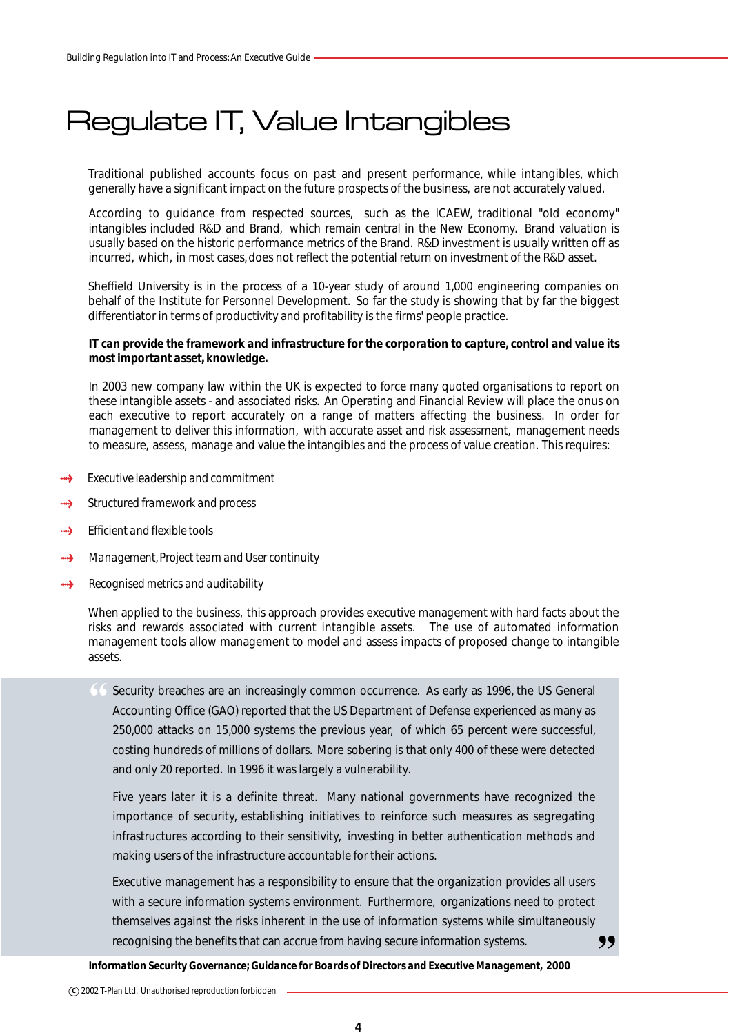# Regulate IT, Value Intangibles

Traditional published accounts focus on past and present performance, while intangibles, which generally have a significant impact on the future prospects of the business, are not accurately valued.

According to guidance from respected sources, such as the ICAEW, traditional "old economy" intangibles included R&D and Brand, which remain central in the New Economy. Brand valuation is usually based on the historic performance metrics of the Brand. R&D investment is usually written off as incurred, which, in most cases, does not reflect the potential return on investment of the R&D asset.

Sheffield University is in the process of a 10-year study of around 1,000 engineering companies on behalf of the Institute for Personnel Development. So far the study is showing that by far the biggest differentiator in terms of productivity and profitability is the firms' people practice.

***IT can provide the framework and infrastructure for the corporation to capture, control and value its most important asset, knowledge.***

In 2003 new company law within the UK is expected to force many quoted organisations to report on these intangible assets - and associated risks. An Operating and Financial Review will place the onus on each executive to report accurately on a range of matters affecting the business. In order for management to deliver this information, with accurate asset and risk assessment, management needs to measure, assess, manage and value the intangibles and the process of value creation. This requires:

- *Executive leadership and commitment*
- *Structured framework and process*
- *Efficient and flexible tools*
- *Management, Project team and User continuity*
- *Recognised metrics and auditability*

When applied to the business, this approach provides executive management with hard facts about the risks and rewards associated with current intangible assets. The use of automated information management tools allow management to model and assess impacts of proposed change to intangible assets.

> "Security breaches are an increasingly common occurrence. As early as 1996, the US General Accounting Office (GAO) reported that the US Department of Defense experienced as many as 250,000 attacks on 15,000 systems the previous year, of which 65 percent were successful, costing hundreds of millions of dollars. More sobering is that only 400 of these were detected and only 20 reported. In 1996 it was largely a vulnerability.
>
> Five years later it is a definite threat. Many national governments have recognized the importance of security, establishing initiatives to reinforce such measures as segregating infrastructures according to their sensitivity, investing in better authentication methods and making users of the infrastructure accountable for their actions.
>
> Executive management has a responsibility to ensure that the organization provides all users with a secure information systems environment. Furthermore, organizations need to protect themselves against the risks inherent in the use of information systems while simultaneously recognising the benefits that can accrue from having secure information systems."

***Information Security Governance; Guidance for Boards of Directors and Executive Management, 2000***

© 2002 T-Plan Ltd. Unauthorised reproduction forbidden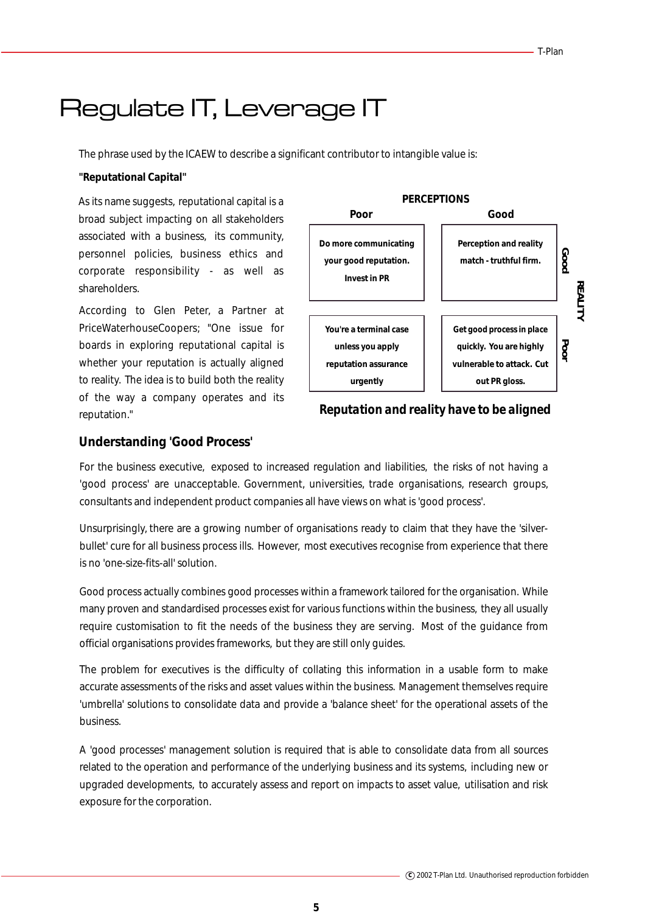# Regulate IT, Leverage IT

The phrase used by the ICAEW to describe a significant contributor to intangible value is:

**"Reputational Capital"**

As its name suggests, reputational capital is a broad subject impacting on all stakeholders associated with a business, its community, personnel policies, business ethics and corporate responsibility - as well as shareholders.

According to Glen Peter, a Partner at PriceWaterhouseCoopers; "One issue for boards in exploring reputational capital is whether your reputation is actually aligned to reality. The idea is to build both the reality of the way a company operates and its reputation."

| | **PERCEPTIONS: Poor** | **PERCEPTIONS: Good** |
|---|---|---|
| **REALITY: Good** | Do more communicating your good reputation. Invest in PR | Perception and reality match - truthful firm. |
| **REALITY: Poor** | You're a terminal case unless you apply reputation assurance urgently | Get good process in place quickly. You are highly vulnerable to attack. Cut out PR gloss. |

***Reputation and reality have to be aligned***

## Understanding 'Good Process'

For the business executive, exposed to increased regulation and liabilities, the risks of not having a 'good process' are unacceptable. Government, universities, trade organisations, research groups, consultants and independent product companies all have views on what is 'good process'.

Unsurprisingly, there are a growing number of organisations ready to claim that they have the 'silver-bullet' cure for all business process ills. However, most executives recognise from experience that there is no 'one-size-fits-all' solution.

Good process actually combines good processes within a framework tailored for the organisation. While many proven and standardised processes exist for various functions within the business, they all usually require customisation to fit the needs of the business they are serving. Most of the guidance from official organisations provides frameworks, but they are still only guides.

The problem for executives is the difficulty of collating this information in a usable form to make accurate assessments of the risks and asset values within the business. Management themselves require 'umbrella' solutions to consolidate data and provide a 'balance sheet' for the operational assets of the business.

A 'good processes' management solution is required that is able to consolidate data from all sources related to the operation and performance of the underlying business and its systems, including new or upgraded developments, to accurately assess and report on impacts to asset value, utilisation and risk exposure for the corporation.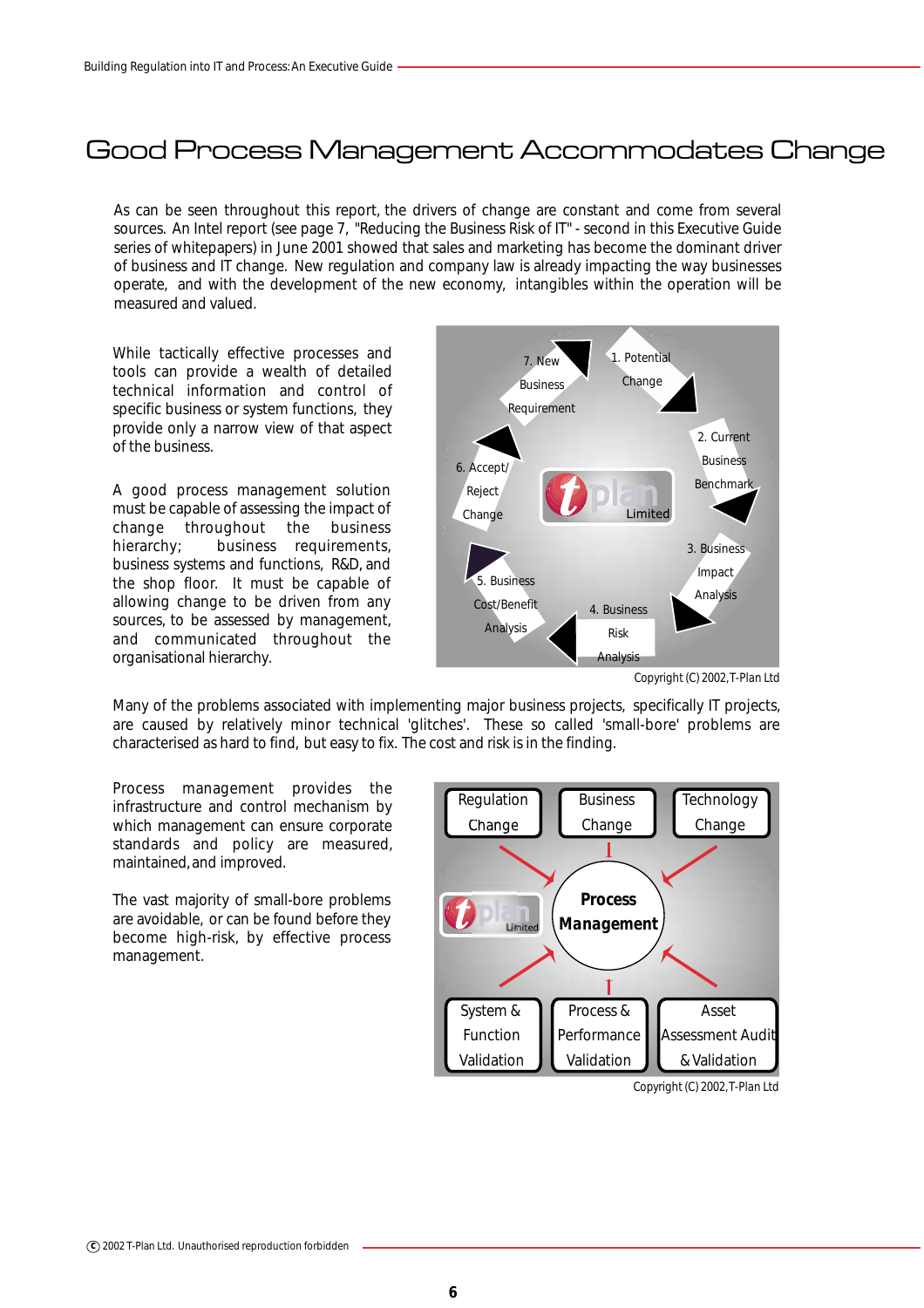# Good Process Management Accommodates Change

As can be seen throughout this report, the drivers of change are constant and come from several sources. An Intel report (see page 7, "Reducing the Business Risk of IT" - second in this Executive Guide series of whitepapers) in June 2001 showed that sales and marketing has become the dominant driver of business and IT change. New regulation and company law is already impacting the way businesses operate, and with the development of the new economy, intangibles within the operation will be measured and valued.

While tactically effective processes and tools can provide a wealth of detailed technical information and control of specific business or system functions, they provide only a narrow view of that aspect of the business.

A good process management solution must be capable of assessing the impact of change throughout the business hierarchy; business requirements, business systems and functions, R&D, and the shop floor. It must be capable of allowing change to be driven from any sources, to be assessed by management, and communicated throughout the organisational hierarchy.

1. Potential Change
2. Current Business Benchmark
3. Business Impact Analysis
4. Business Risk Analysis
5. Business Cost/Benefit Analysis
6. Accept/ Reject Change
7. New Business Requirement

tplan Limited

Copyright (C) 2002, T-Plan Ltd

Many of the problems associated with implementing major business projects, specifically IT projects, are caused by relatively minor technical 'glitches'. These so called 'small-bore' problems are characterised as hard to find, but easy to fix. The cost and risk is in the finding.

Process management provides the infrastructure and control mechanism by which management can ensure corporate standards and policy are measured, maintained, and improved.

The vast majority of small-bore problems are avoidable, or can be found before they become high-risk, by effective process management.

Regulation Change | Business Change | Technology Change

**Process Management**

tplan Limited

System & Function Validation | Process & Performance Validation | Asset Assessment Audit & Validation

Copyright (C) 2002, T-Plan Ltd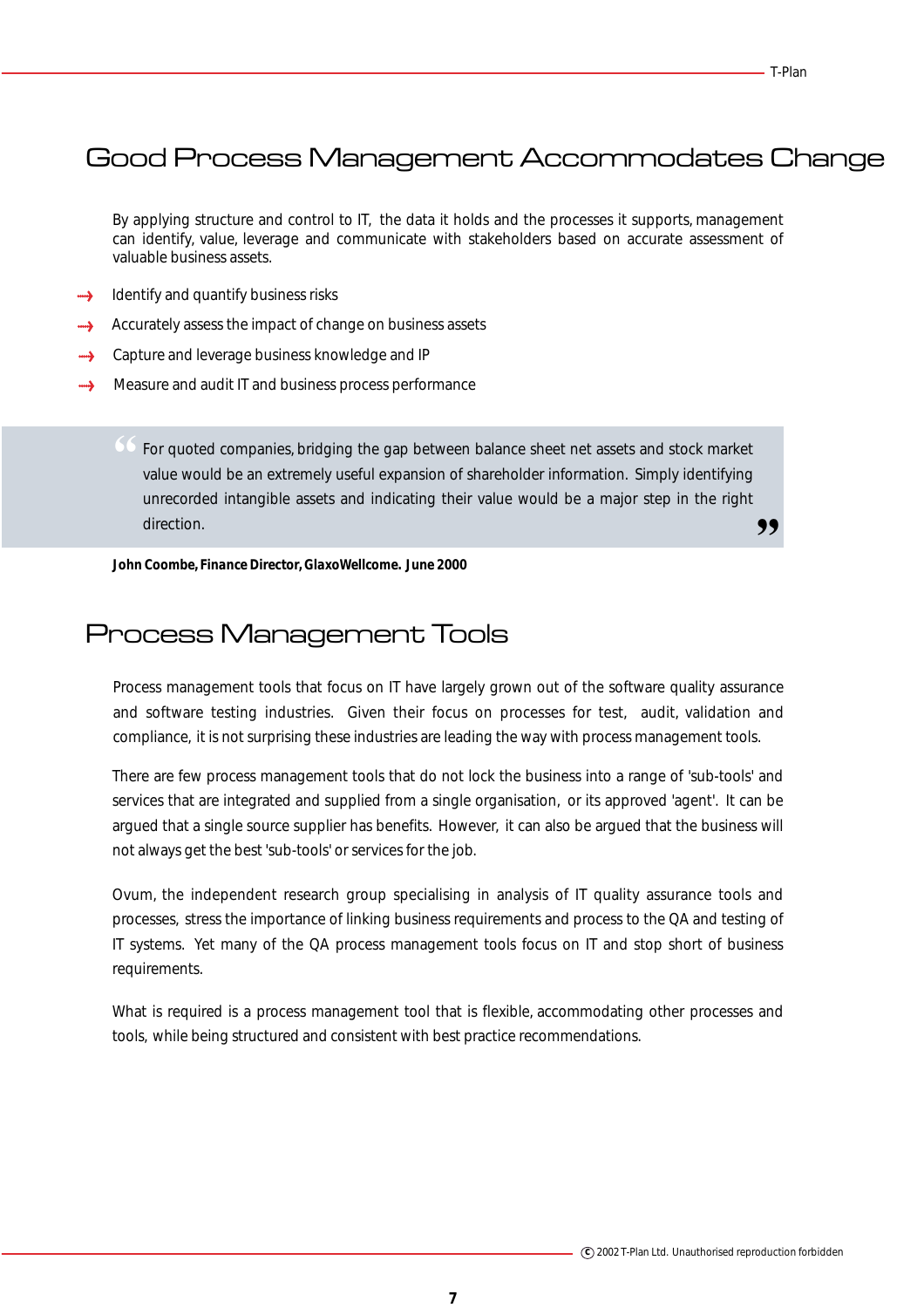# Good Process Management Accommodates Change

By applying structure and control to IT, the data it holds and the processes it supports, management can identify, value, leverage and communicate with stakeholders based on accurate assessment of valuable business assets.

- Identify and quantify business risks
- Accurately assess the impact of change on business assets
- Capture and leverage business knowledge and IP
- Measure and audit IT and business process performance

> "For quoted companies, bridging the gap between balance sheet net assets and stock market value would be an extremely useful expansion of shareholder information. Simply identifying unrecorded intangible assets and indicating their value would be a major step in the right direction."

**John Coombe, Finance Director, GlaxoWellcome. June 2000**

# Process Management Tools

Process management tools that focus on IT have largely grown out of the software quality assurance and software testing industries. Given their focus on processes for test, audit, validation and compliance, it is not surprising these industries are leading the way with process management tools.

There are few process management tools that do not lock the business into a range of 'sub-tools' and services that are integrated and supplied from a single organisation, or its approved 'agent'. It can be argued that a single source supplier has benefits. However, it can also be argued that the business will not always get the best 'sub-tools' or services for the job.

Ovum, the independent research group specialising in analysis of IT quality assurance tools and processes, stress the importance of linking business requirements and process to the QA and testing of IT systems. Yet many of the QA process management tools focus on IT and stop short of business requirements.

What is required is a process management tool that is flexible, accommodating other processes and tools, while being structured and consistent with best practice recommendations.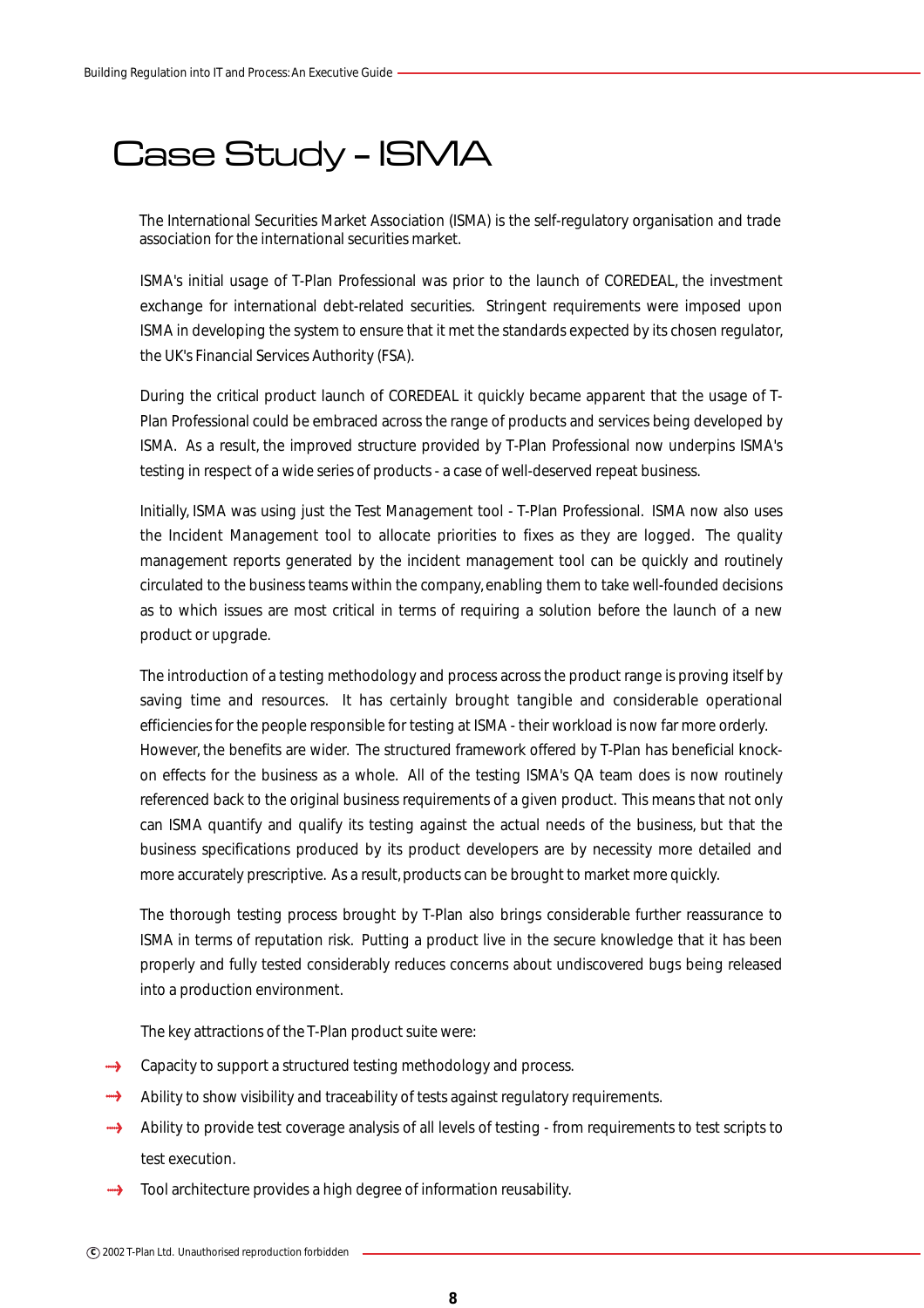# Case Study – ISMA

The International Securities Market Association (ISMA) is the self-regulatory organisation and trade association for the international securities market.

ISMA's initial usage of T-Plan Professional was prior to the launch of COREDEAL, the investment exchange for international debt-related securities. Stringent requirements were imposed upon ISMA in developing the system to ensure that it met the standards expected by its chosen regulator, the UK's Financial Services Authority (FSA).

During the critical product launch of COREDEAL it quickly became apparent that the usage of T-Plan Professional could be embraced across the range of products and services being developed by ISMA. As a result, the improved structure provided by T-Plan Professional now underpins ISMA's testing in respect of a wide series of products - a case of well-deserved repeat business.

Initially, ISMA was using just the Test Management tool - T-Plan Professional. ISMA now also uses the Incident Management tool to allocate priorities to fixes as they are logged. The quality management reports generated by the incident management tool can be quickly and routinely circulated to the business teams within the company, enabling them to take well-founded decisions as to which issues are most critical in terms of requiring a solution before the launch of a new product or upgrade.

The introduction of a testing methodology and process across the product range is proving itself by saving time and resources. It has certainly brought tangible and considerable operational efficiencies for the people responsible for testing at ISMA - their workload is now far more orderly. However, the benefits are wider. The structured framework offered by T-Plan has beneficial knock-on effects for the business as a whole. All of the testing ISMA's QA team does is now routinely referenced back to the original business requirements of a given product. This means that not only can ISMA quantify and qualify its testing against the actual needs of the business, but that the business specifications produced by its product developers are by necessity more detailed and more accurately prescriptive. As a result, products can be brought to market more quickly.

The thorough testing process brought by T-Plan also brings considerable further reassurance to ISMA in terms of reputation risk. Putting a product live in the secure knowledge that it has been properly and fully tested considerably reduces concerns about undiscovered bugs being released into a production environment.

The key attractions of the T-Plan product suite were:

- Capacity to support a structured testing methodology and process.
- Ability to show visibility and traceability of tests against regulatory requirements.
- Ability to provide test coverage analysis of all levels of testing - from requirements to test scripts to test execution.
- Tool architecture provides a high degree of information reusability.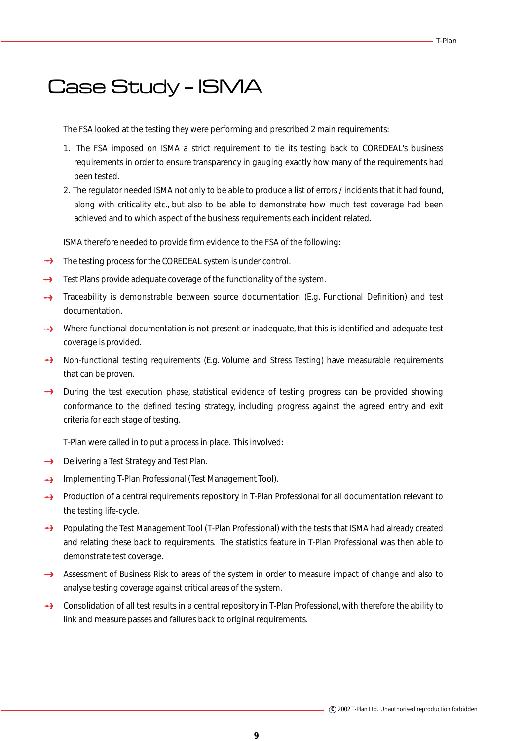# Case Study – ISMA

The FSA looked at the testing they were performing and prescribed 2 main requirements:

1. The FSA imposed on ISMA a strict requirement to tie its testing back to COREDEAL's business requirements in order to ensure transparency in gauging exactly how many of the requirements had been tested.
2. The regulator needed ISMA not only to be able to produce a list of errors / incidents that it had found, along with criticality etc., but also to be able to demonstrate how much test coverage had been achieved and to which aspect of the business requirements each incident related.

ISMA therefore needed to provide firm evidence to the FSA of the following:

- The testing process for the COREDEAL system is under control.
- Test Plans provide adequate coverage of the functionality of the system.
- Traceability is demonstrable between source documentation (E.g. Functional Definition) and test documentation.
- Where functional documentation is not present or inadequate, that this is identified and adequate test coverage is provided.
- Non-functional testing requirements (E.g. Volume and Stress Testing) have measurable requirements that can be proven.
- During the test execution phase, statistical evidence of testing progress can be provided showing conformance to the defined testing strategy, including progress against the agreed entry and exit criteria for each stage of testing.

T-Plan were called in to put a process in place. This involved:

- Delivering a Test Strategy and Test Plan.
- Implementing T-Plan Professional (Test Management Tool).
- Production of a central requirements repository in T-Plan Professional for all documentation relevant to the testing life-cycle.
- Populating the Test Management Tool (T-Plan Professional) with the tests that ISMA had already created and relating these back to requirements. The statistics feature in T-Plan Professional was then able to demonstrate test coverage.
- Assessment of Business Risk to areas of the system in order to measure impact of change and also to analyse testing coverage against critical areas of the system.
- Consolidation of all test results in a central repository in T-Plan Professional, with therefore the ability to link and measure passes and failures back to original requirements.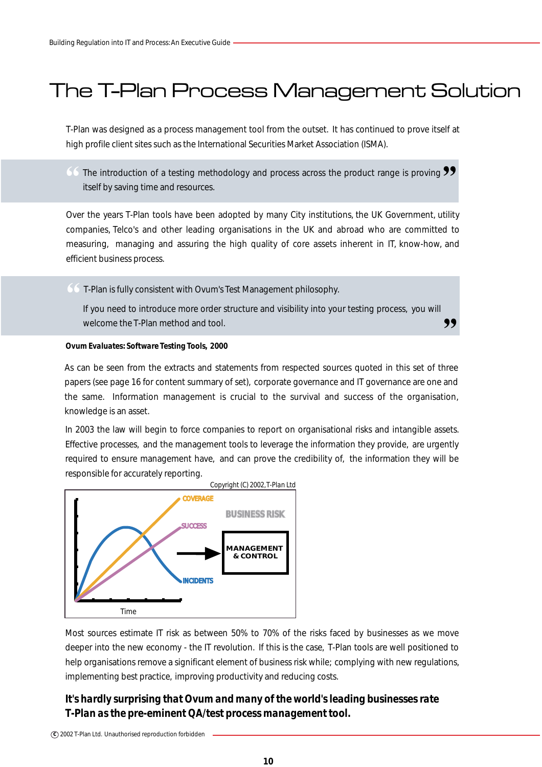# The T-Plan Process Management Solution

T-Plan was designed as a process management tool from the outset. It has continued to prove itself at high profile client sites such as the International Securities Market Association (ISMA).

> "The introduction of a testing methodology and process across the product range is proving itself by saving time and resources."

Over the years T-Plan tools have been adopted by many City institutions, the UK Government, utility companies, Telco's and other leading organisations in the UK and abroad who are committed to measuring, managing and assuring the high quality of core assets inherent in IT, know-how, and efficient business process.

> "T-Plan is fully consistent with Ovum's Test Management philosophy.
>
> If you need to introduce more order structure and visibility into your testing process, you will welcome the T-Plan method and tool."

**Ovum Evaluates: Software Testing Tools, 2000**

As can be seen from the extracts and statements from respected sources quoted in this set of three papers (see page 16 for content summary of set), corporate governance and IT governance are one and the same. Information management is crucial to the survival and success of the organisation, knowledge is an asset.

In 2003 the law will begin to force companies to report on organisational risks and intangible assets. Effective processes, and the management tools to leverage the information they provide, are urgently required to ensure management have, and can prove the credibility of, the information they will be responsible for accurately reporting.

Copyright (C) 2002, T-Plan Ltd

COVERAGE
SUCCESS
INCIDENTS
Time
BUSINESS RISK
MANAGEMENT & CONTROL

Most sources estimate IT risk as between 50% to 70% of the risks faced by businesses as we move deeper into the new economy - the IT revolution. If this is the case, T-Plan tools are well positioned to help organisations remove a significant element of business risk while; complying with new regulations, implementing best practice, improving productivity and reducing costs.

**It's hardly surprising that Ovum and many of the world's leading businesses rate T-Plan as the pre-eminent QA/test process management tool.**

© 2002 T-Plan Ltd. Unauthorised reproduction forbidden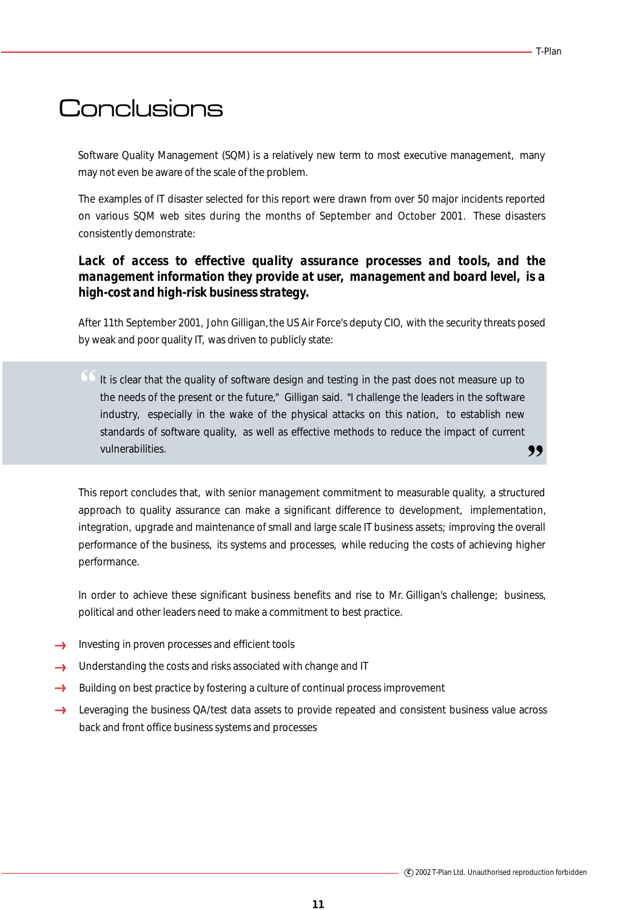# Conclusions

Software Quality Management (SQM) is a relatively new term to most executive management, many may not even be aware of the scale of the problem.

The examples of IT disaster selected for this report were drawn from over 50 major incidents reported on various SQM web sites during the months of September and October 2001. These disasters consistently demonstrate:

**Lack of access to effective quality assurance processes and tools, and the management information they provide at user, management and board level, is a high-cost and high-risk business strategy.**

After 11th September 2001, John Gilligan, the US Air Force's deputy CIO, with the security threats posed by weak and poor quality IT, was driven to publicly state:

> "It is clear that the quality of software design and testing in the past does not measure up to the needs of the present or the future," Gilligan said. "I challenge the leaders in the software industry, especially in the wake of the physical attacks on this nation, to establish new standards of software quality, as well as effective methods to reduce the impact of current vulnerabilities."

This report concludes that, with senior management commitment to measurable quality, a structured approach to quality assurance can make a significant difference to development, implementation, integration, upgrade and maintenance of small and large scale IT business assets; improving the overall performance of the business, its systems and processes, while reducing the costs of achieving higher performance.

In order to achieve these significant business benefits and rise to Mr. Gilligan's challenge; business, political and other leaders need to make a commitment to best practice.

- Investing in proven processes and efficient tools
- Understanding the costs and risks associated with change and IT
- Building on best practice by fostering a culture of continual process improvement
- Leveraging the business QA/test data assets to provide repeated and consistent business value across back and front office business systems and processes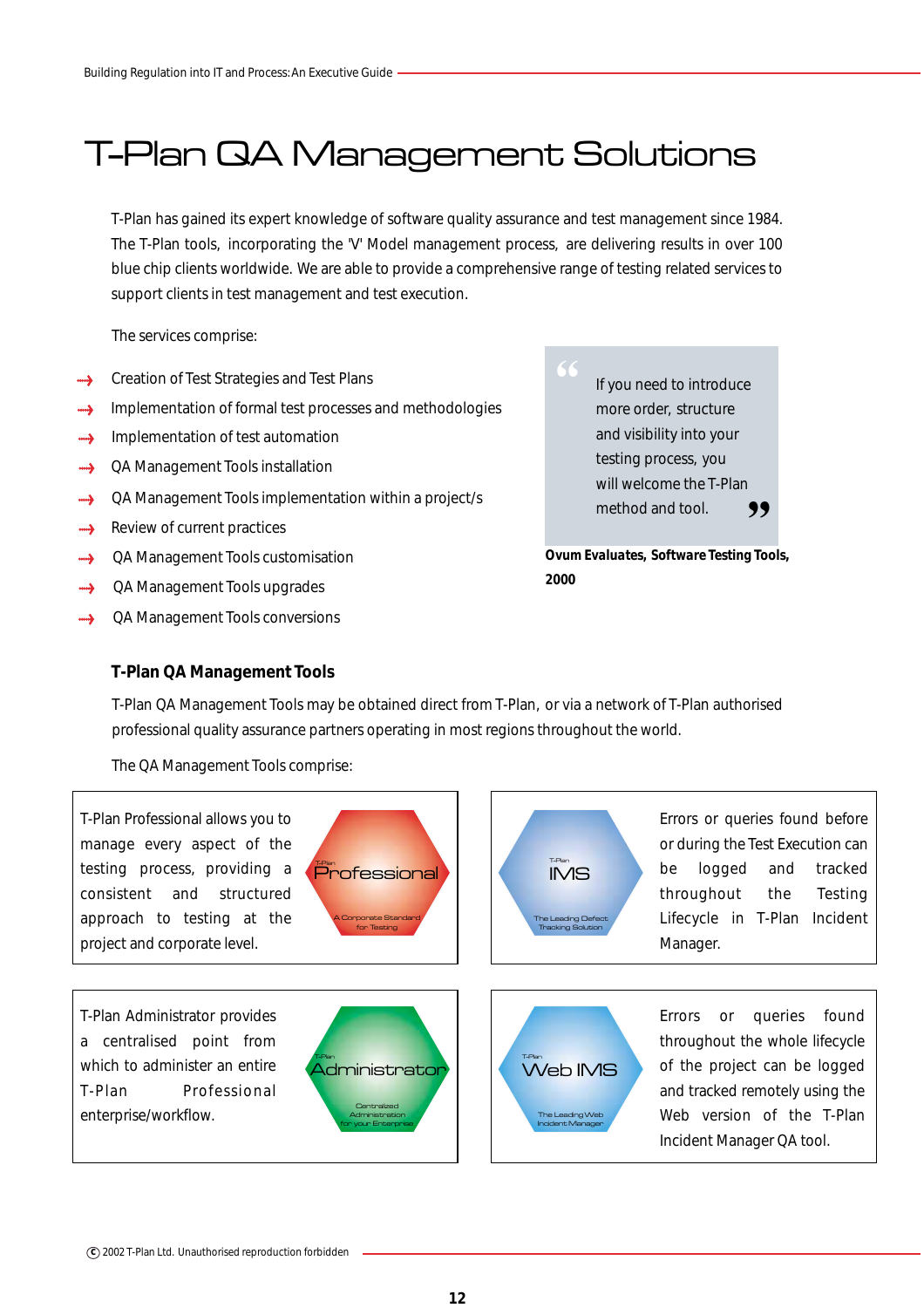# T-Plan QA Management Solutions

T-Plan has gained its expert knowledge of software quality assurance and test management since 1984. The T-Plan tools, incorporating the 'V' Model management process, are delivering results in over 100 blue chip clients worldwide. We are able to provide a comprehensive range of testing related services to support clients in test management and test execution.

The services comprise:

- Creation of Test Strategies and Test Plans
- Implementation of formal test processes and methodologies
- Implementation of test automation
- QA Management Tools installation
- QA Management Tools implementation within a project/s
- Review of current practices
- QA Management Tools customisation
- QA Management Tools upgrades
- QA Management Tools conversions

> "If you need to introduce more order, structure and visibility into your testing process, you will welcome the T-Plan method and tool."

**Ovum Evaluates, Software Testing Tools, 2000**

### T-Plan QA Management Tools

T-Plan QA Management Tools may be obtained direct from T-Plan, or via a network of T-Plan authorised professional quality assurance partners operating in most regions throughout the world.

The QA Management Tools comprise:

T-Plan Professional allows you to manage every aspect of the testing process, providing a consistent and structured approach to testing at the project and corporate level.

T-Plan Professional – A Corporate Standard for Testing

T-Plan IMS – The Leading Defect Tracking Solution

Errors or queries found before or during the Test Execution can be logged and tracked throughout the Testing Lifecycle in T-Plan Incident Manager.

T-Plan Administrator provides a centralised point from which to administer an entire T-Plan Professional enterprise/workflow.

T-Plan Administrator – Centralized Administration for your Enterprise

T-Plan Web IMS – The Leading Web Incident Manager

Errors or queries found throughout the whole lifecycle of the project can be logged and tracked remotely using the Web version of the T-Plan Incident Manager QA tool.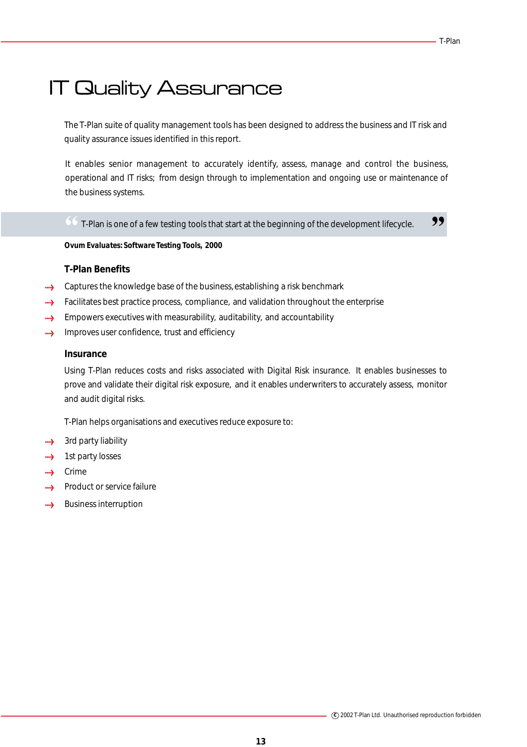# IT Quality Assurance

The T-Plan suite of quality management tools has been designed to address the business and IT risk and quality assurance issues identified in this report.

It enables senior management to accurately identify, assess, manage and control the business, operational and IT risks; from design through to implementation and ongoing use or maintenance of the business systems.

> “T-Plan is one of a few testing tools that start at the beginning of the development lifecycle.”

**Ovum Evaluates: Software Testing Tools, 2000**

### T-Plan Benefits

- Captures the knowledge base of the business, establishing a risk benchmark
- Facilitates best practice process, compliance, and validation throughout the enterprise
- Empowers executives with measurability, auditability, and accountability
- Improves user confidence, trust and efficiency

### Insurance

Using T-Plan reduces costs and risks associated with Digital Risk insurance. It enables businesses to prove and validate their digital risk exposure, and it enables underwriters to accurately assess, monitor and audit digital risks.

T-Plan helps organisations and executives reduce exposure to:

- 3rd party liability
- 1st party losses
- Crime
- Product or service failure
- Business interruption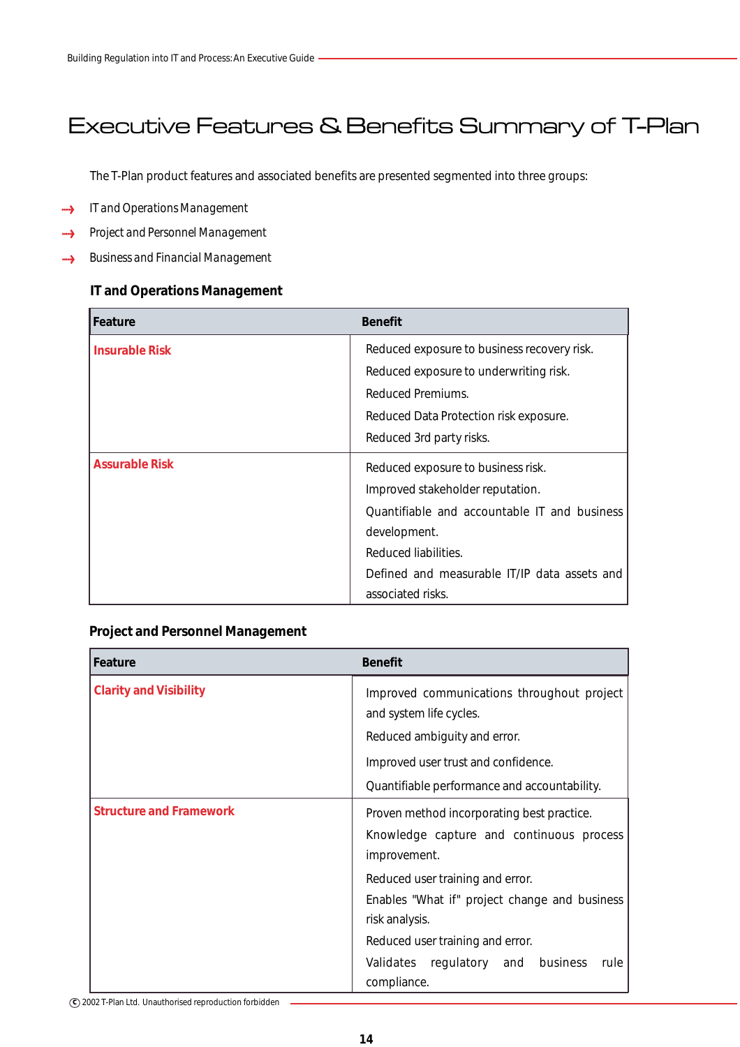# Executive Features & Benefits Summary of T-Plan

The T-Plan product features and associated benefits are presented segmented into three groups:

- IT and Operations Management
- Project and Personnel Management
- Business and Financial Management

### IT and Operations Management

| Feature | Benefit |
|---|---|
| **Insurable Risk** | Reduced exposure to business recovery risk.<br>Reduced exposure to underwriting risk.<br>Reduced Premiums.<br>Reduced Data Protection risk exposure.<br>Reduced 3rd party risks. |
| **Assurable Risk** | Reduced exposure to business risk.<br>Improved stakeholder reputation.<br>Quantifiable and accountable IT and business development.<br>Reduced liabilities.<br>Defined and measurable IT/IP data assets and associated risks. |

### Project and Personnel Management

| Feature | Benefit |
|---|---|
| **Clarity and Visibility** | Improved communications throughout project and system life cycles.<br>Reduced ambiguity and error.<br>Improved user trust and confidence.<br>Quantifiable performance and accountability. |
| **Structure and Framework** | Proven method incorporating best practice.<br>Knowledge capture and continuous process improvement.<br>Reduced user training and error.<br>Enables "What if" project change and business risk analysis.<br>Reduced user training and error.<br>Validates regulatory and business rule compliance. |

© 2002 T-Plan Ltd. Unauthorised reproduction forbidden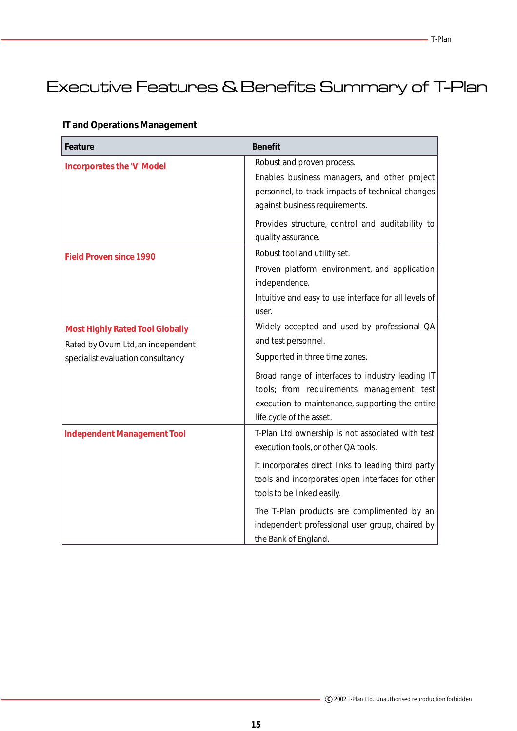# Executive Features & Benefits Summary of T-Plan

### IT and Operations Management

| Feature | Benefit |
|---|---|
| **Incorporates the 'V' Model** | Robust and proven process.<br>Enables business managers, and other project personnel, to track impacts of technical changes against business requirements.<br>Provides structure, control and auditability to quality assurance. |
| **Field Proven since 1990** | Robust tool and utility set.<br>Proven platform, environment, and application independence.<br>Intuitive and easy to use interface for all levels of user. |
| **Most Highly Rated Tool Globally**<br>Rated by Ovum Ltd, an independent specialist evaluation consultancy | Widely accepted and used by professional QA and test personnel.<br>Supported in three time zones.<br>Broad range of interfaces to industry leading IT tools; from requirements management test execution to maintenance, supporting the entire life cycle of the asset. |
| **Independent Management Tool** | T-Plan Ltd ownership is not associated with test execution tools, or other QA tools.<br>It incorporates direct links to leading third party tools and incorporates open interfaces for other tools to be linked easily.<br>The T-Plan products are complimented by an independent professional user group, chaired by the Bank of England. |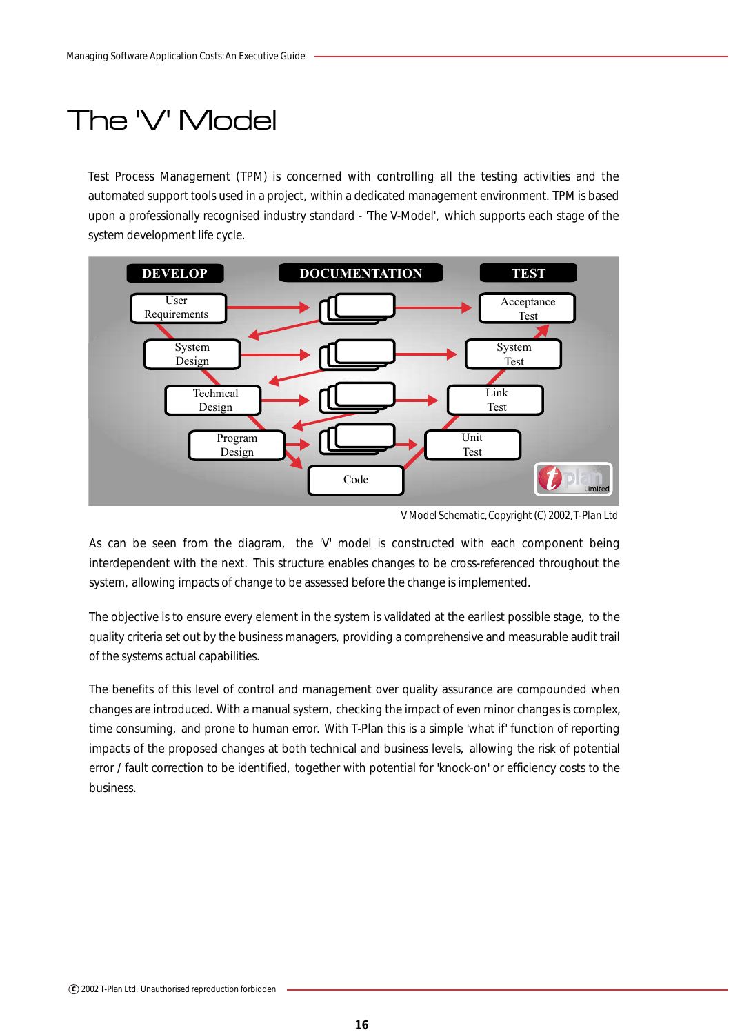# The 'V' Model

Test Process Management (TPM) is concerned with controlling all the testing activities and the automated support tools used in a project, within a dedicated management environment. TPM is based upon a professionally recognised industry standard - 'The V-Model', which supports each stage of the system development life cycle.

| DEVELOP | DOCUMENTATION | TEST |
|---|---|---|
| User Requirements | | Acceptance Test |
| System Design | | System Test |
| Technical Design | | Link Test |
| Program Design | | Unit Test |
| | Code | |

V Model Schematic, Copyright (C) 2002, T-Plan Ltd

As can be seen from the diagram, the 'V' model is constructed with each component being interdependent with the next. This structure enables changes to be cross-referenced throughout the system, allowing impacts of change to be assessed before the change is implemented.

The objective is to ensure every element in the system is validated at the earliest possible stage, to the quality criteria set out by the business managers, providing a comprehensive and measurable audit trail of the systems actual capabilities.

The benefits of this level of control and management over quality assurance are compounded when changes are introduced. With a manual system, checking the impact of even minor changes is complex, time consuming, and prone to human error. With T-Plan this is a simple 'what if' function of reporting impacts of the proposed changes at both technical and business levels, allowing the risk of potential error / fault correction to be identified, together with potential for 'knock-on' or efficiency costs to the business.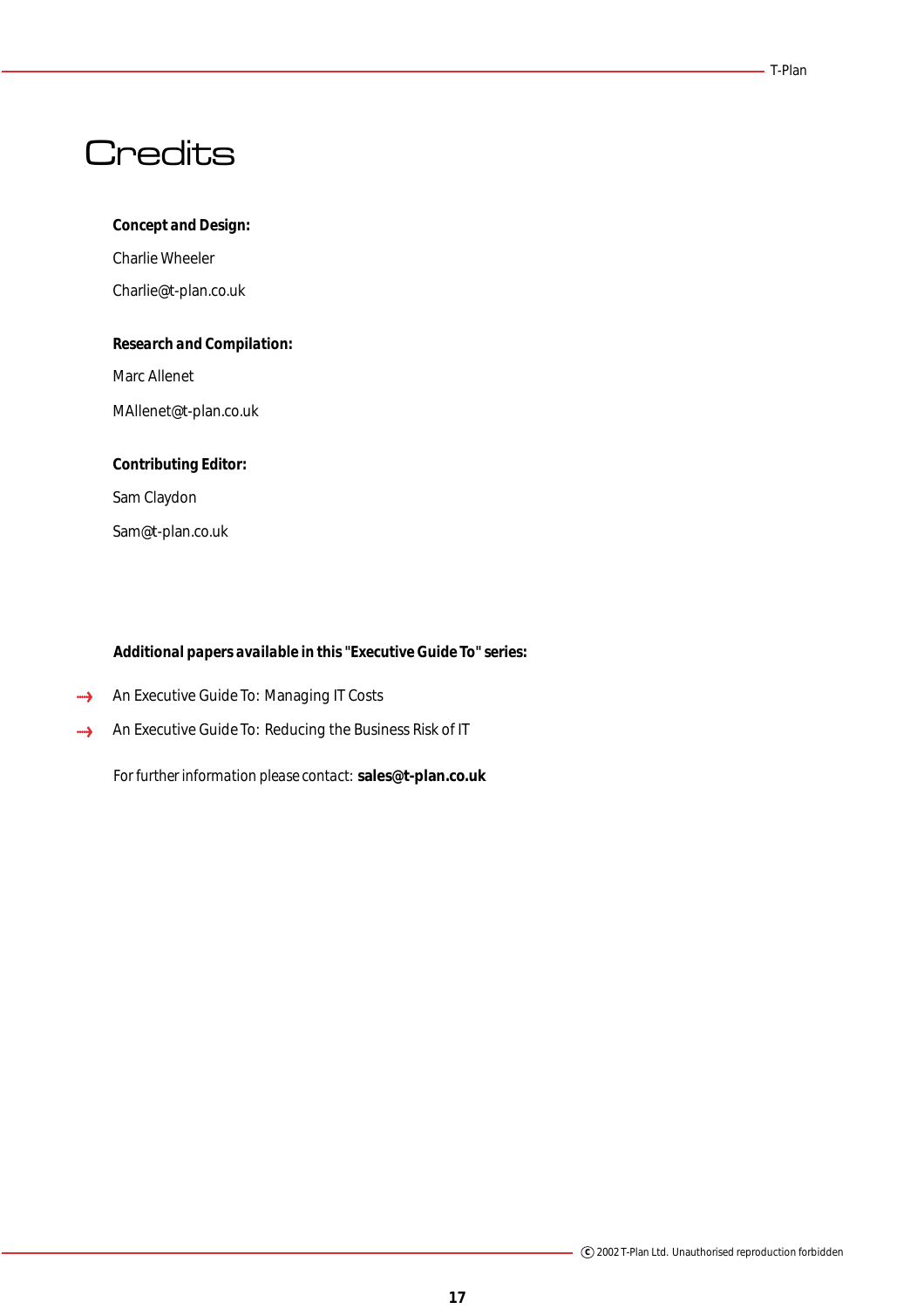# Credits

**Concept and Design:**

Charlie Wheeler

Charlie@t-plan.co.uk

**Research and Compilation:**

Marc Allenet

MAllenet@t-plan.co.uk

**Contributing Editor:**

Sam Claydon

Sam@t-plan.co.uk

**Additional papers available in this "Executive Guide To" series:**

- An Executive Guide To: Managing IT Costs
- An Executive Guide To: Reducing the Business Risk of IT

For further information please contact: **sales@t-plan.co.uk**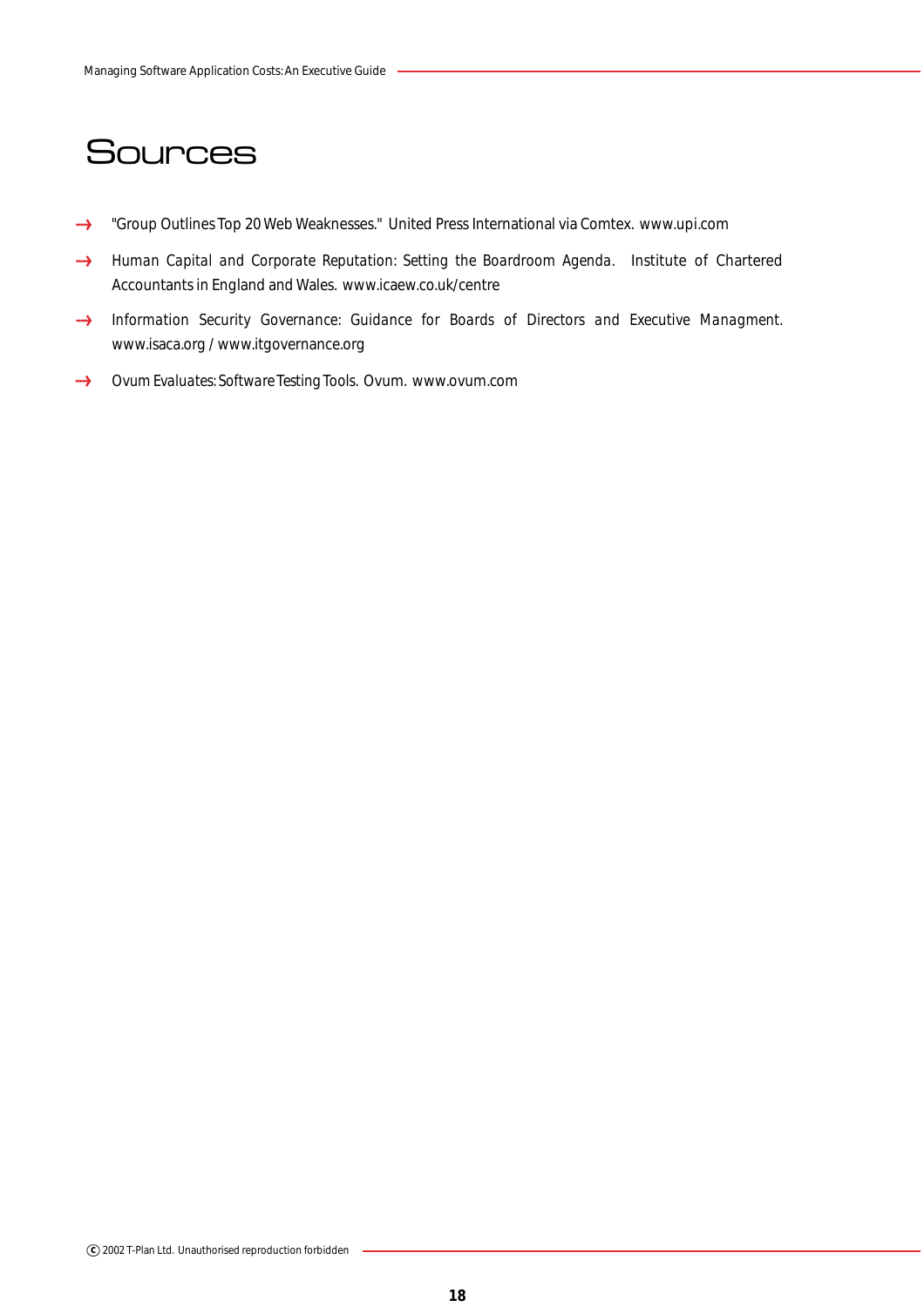# Sources

- "Group Outlines Top 20 Web Weaknesses." United Press International via Comtex. www.upi.com
- Human Capital and Corporate Reputation: Setting the Boardroom Agenda. Institute of Chartered Accountants in England and Wales. www.icaew.co.uk/centre
- Information Security Governance: Guidance for Boards of Directors and Executive Managment. www.isaca.org / www.itgovernance.org
- Ovum Evaluates: Software Testing Tools. Ovum. www.ovum.com

© 2002 T-Plan Ltd. Unauthorised reproduction forbidden